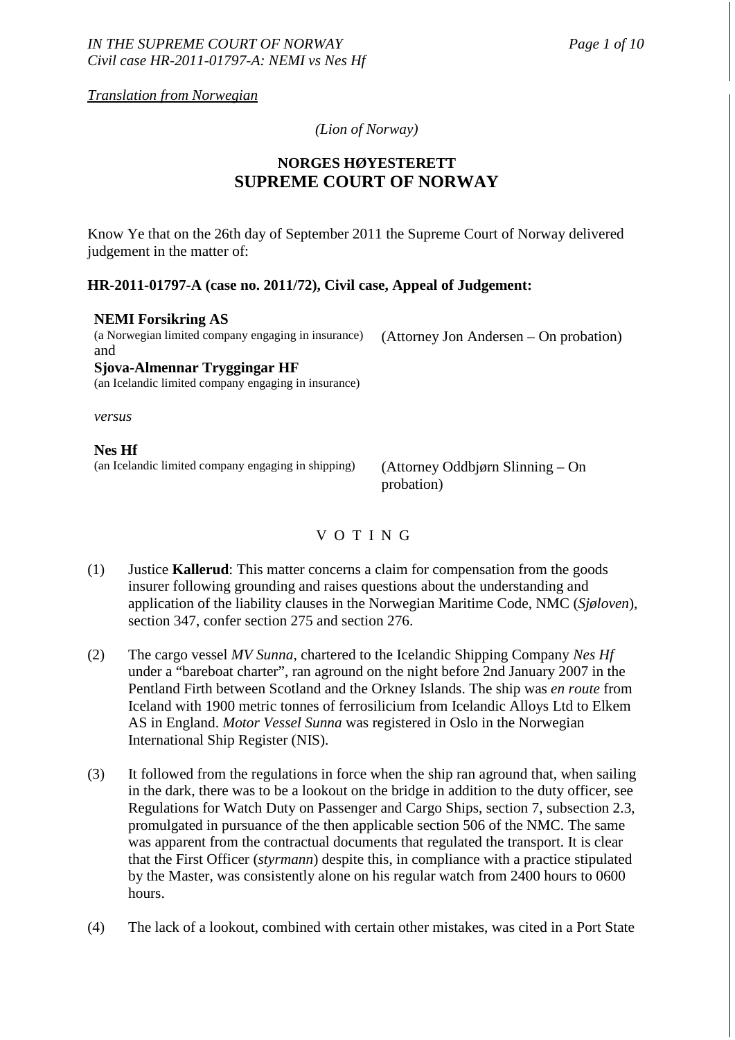*Translation from Norwegian*

*(Lion of Norway)*

**NORGES HØYESTERETT**
# SUPREME COURT OF NORWAY

Know Ye that on the 26th day of September 2011 the Supreme Court of Norway delivered judgement in the matter of:

**HR-2011-01797-A (case no. 2011/72), Civil case, Appeal of Judgement:**

**NEMI Forsikring AS**
(a Norwegian limited company engaging in insurance)
and
**Sjova-Almennar Tryggingar HF**
(an Icelandic limited company engaging in insurance)

(Attorney Jon Andersen – On probation)

*versus*

**Nes Hf**
(an Icelandic limited company engaging in shipping)

(Attorney Oddbjørn Slinning – On probation)

V O T I N G

(1) Justice **Kallerud**: This matter concerns a claim for compensation from the goods insurer following grounding and raises questions about the understanding and application of the liability clauses in the Norwegian Maritime Code, NMC (*Sjøloven*), section 347, confer section 275 and section 276.

(2) The cargo vessel *MV Sunna*, chartered to the Icelandic Shipping Company *Nes Hf* under a "bareboat charter", ran aground on the night before 2nd January 2007 in the Pentland Firth between Scotland and the Orkney Islands. The ship was *en route* from Iceland with 1900 metric tonnes of ferrosilicium from Icelandic Alloys Ltd to Elkem AS in England. *Motor Vessel Sunna* was registered in Oslo in the Norwegian International Ship Register (NIS).

(3) It followed from the regulations in force when the ship ran aground that, when sailing in the dark, there was to be a lookout on the bridge in addition to the duty officer, see Regulations for Watch Duty on Passenger and Cargo Ships, section 7, subsection 2.3, promulgated in pursuance of the then applicable section 506 of the NMC. The same was apparent from the contractual documents that regulated the transport. It is clear that the First Officer (*styrmann*) despite this, in compliance with a practice stipulated by the Master, was consistently alone on his regular watch from 2400 hours to 0600 hours.

(4) The lack of a lookout, combined with certain other mistakes, was cited in a Port State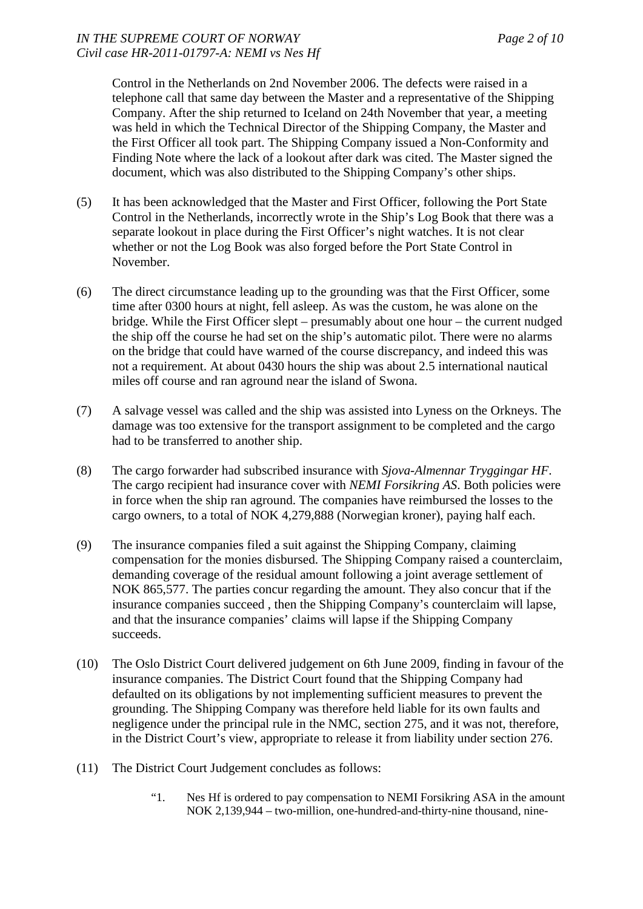Control in the Netherlands on 2nd November 2006. The defects were raised in a telephone call that same day between the Master and a representative of the Shipping Company. After the ship returned to Iceland on 24th November that year, a meeting was held in which the Technical Director of the Shipping Company, the Master and the First Officer all took part. The Shipping Company issued a Non-Conformity and Finding Note where the lack of a lookout after dark was cited. The Master signed the document, which was also distributed to the Shipping Company's other ships.

(5) It has been acknowledged that the Master and First Officer, following the Port State Control in the Netherlands, incorrectly wrote in the Ship's Log Book that there was a separate lookout in place during the First Officer's night watches. It is not clear whether or not the Log Book was also forged before the Port State Control in November.

(6) The direct circumstance leading up to the grounding was that the First Officer, some time after 0300 hours at night, fell asleep. As was the custom, he was alone on the bridge. While the First Officer slept – presumably about one hour – the current nudged the ship off the course he had set on the ship's automatic pilot. There were no alarms on the bridge that could have warned of the course discrepancy, and indeed this was not a requirement. At about 0430 hours the ship was about 2.5 international nautical miles off course and ran aground near the island of Swona.

(7) A salvage vessel was called and the ship was assisted into Lyness on the Orkneys. The damage was too extensive for the transport assignment to be completed and the cargo had to be transferred to another ship.

(8) The cargo forwarder had subscribed insurance with *Sjova-Almennar Tryggingar HF*. The cargo recipient had insurance cover with *NEMI Forsikring AS*. Both policies were in force when the ship ran aground. The companies have reimbursed the losses to the cargo owners, to a total of NOK 4,279,888 (Norwegian kroner), paying half each.

(9) The insurance companies filed a suit against the Shipping Company, claiming compensation for the monies disbursed. The Shipping Company raised a counterclaim, demanding coverage of the residual amount following a joint average settlement of NOK 865,577. The parties concur regarding the amount. They also concur that if the insurance companies succeed , then the Shipping Company's counterclaim will lapse, and that the insurance companies' claims will lapse if the Shipping Company succeeds.

(10) The Oslo District Court delivered judgement on 6th June 2009, finding in favour of the insurance companies. The District Court found that the Shipping Company had defaulted on its obligations by not implementing sufficient measures to prevent the grounding. The Shipping Company was therefore held liable for its own faults and negligence under the principal rule in the NMC, section 275, and it was not, therefore, in the District Court's view, appropriate to release it from liability under section 276.

(11) The District Court Judgement concludes as follows:

> "1. Nes Hf is ordered to pay compensation to NEMI Forsikring ASA in the amount NOK 2,139,944 – two-million, one-hundred-and-thirty-nine thousand, nine-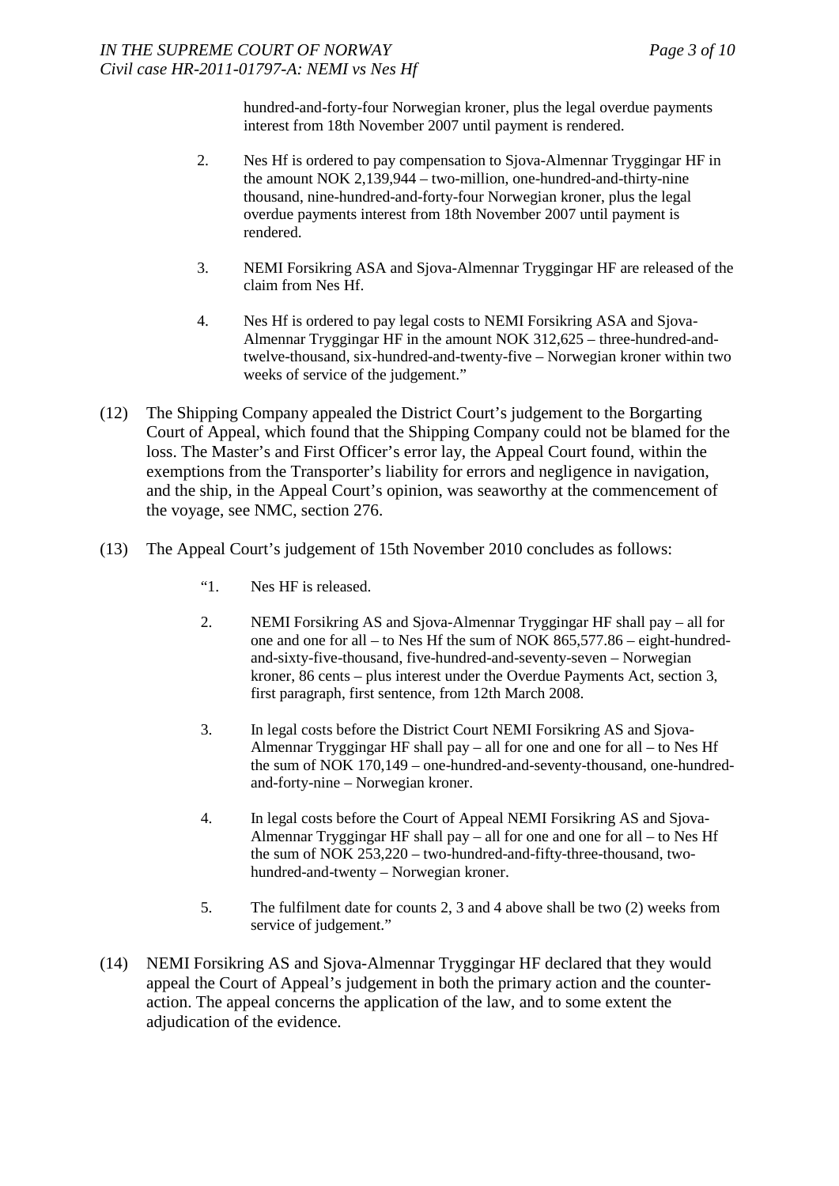hundred-and-forty-four Norwegian kroner, plus the legal overdue payments interest from 18th November 2007 until payment is rendered.

2. Nes Hf is ordered to pay compensation to Sjova-Almennar Tryggingar HF in the amount NOK 2,139,944 – two-million, one-hundred-and-thirty-nine thousand, nine-hundred-and-forty-four Norwegian kroner, plus the legal overdue payments interest from 18th November 2007 until payment is rendered.

3. NEMI Forsikring ASA and Sjova-Almennar Tryggingar HF are released of the claim from Nes Hf.

4. Nes Hf is ordered to pay legal costs to NEMI Forsikring ASA and Sjova-Almennar Tryggingar HF in the amount NOK 312,625 – three-hundred-and-twelve-thousand, six-hundred-and-twenty-five – Norwegian kroner within two weeks of service of the judgement."

(12) The Shipping Company appealed the District Court's judgement to the Borgarting Court of Appeal, which found that the Shipping Company could not be blamed for the loss. The Master's and First Officer's error lay, the Appeal Court found, within the exemptions from the Transporter's liability for errors and negligence in navigation, and the ship, in the Appeal Court's opinion, was seaworthy at the commencement of the voyage, see NMC, section 276.

(13) The Appeal Court's judgement of 15th November 2010 concludes as follows:

"1. Nes HF is released.

2. NEMI Forsikring AS and Sjova-Almennar Tryggingar HF shall pay – all for one and one for all – to Nes Hf the sum of NOK 865,577.86 – eight-hundred-and-sixty-five-thousand, five-hundred-and-seventy-seven – Norwegian kroner, 86 cents – plus interest under the Overdue Payments Act, section 3, first paragraph, first sentence, from 12th March 2008.

3. In legal costs before the District Court NEMI Forsikring AS and Sjova-Almennar Tryggingar HF shall pay – all for one and one for all – to Nes Hf the sum of NOK 170,149 – one-hundred-and-seventy-thousand, one-hundred-and-forty-nine – Norwegian kroner.

4. In legal costs before the Court of Appeal NEMI Forsikring AS and Sjova-Almennar Tryggingar HF shall pay – all for one and one for all – to Nes Hf the sum of NOK 253,220 – two-hundred-and-fifty-three-thousand, two-hundred-and-twenty – Norwegian kroner.

5. The fulfilment date for counts 2, 3 and 4 above shall be two (2) weeks from service of judgement."

(14) NEMI Forsikring AS and Sjova-Almennar Tryggingar HF declared that they would appeal the Court of Appeal's judgement in both the primary action and the counter-action. The appeal concerns the application of the law, and to some extent the adjudication of the evidence.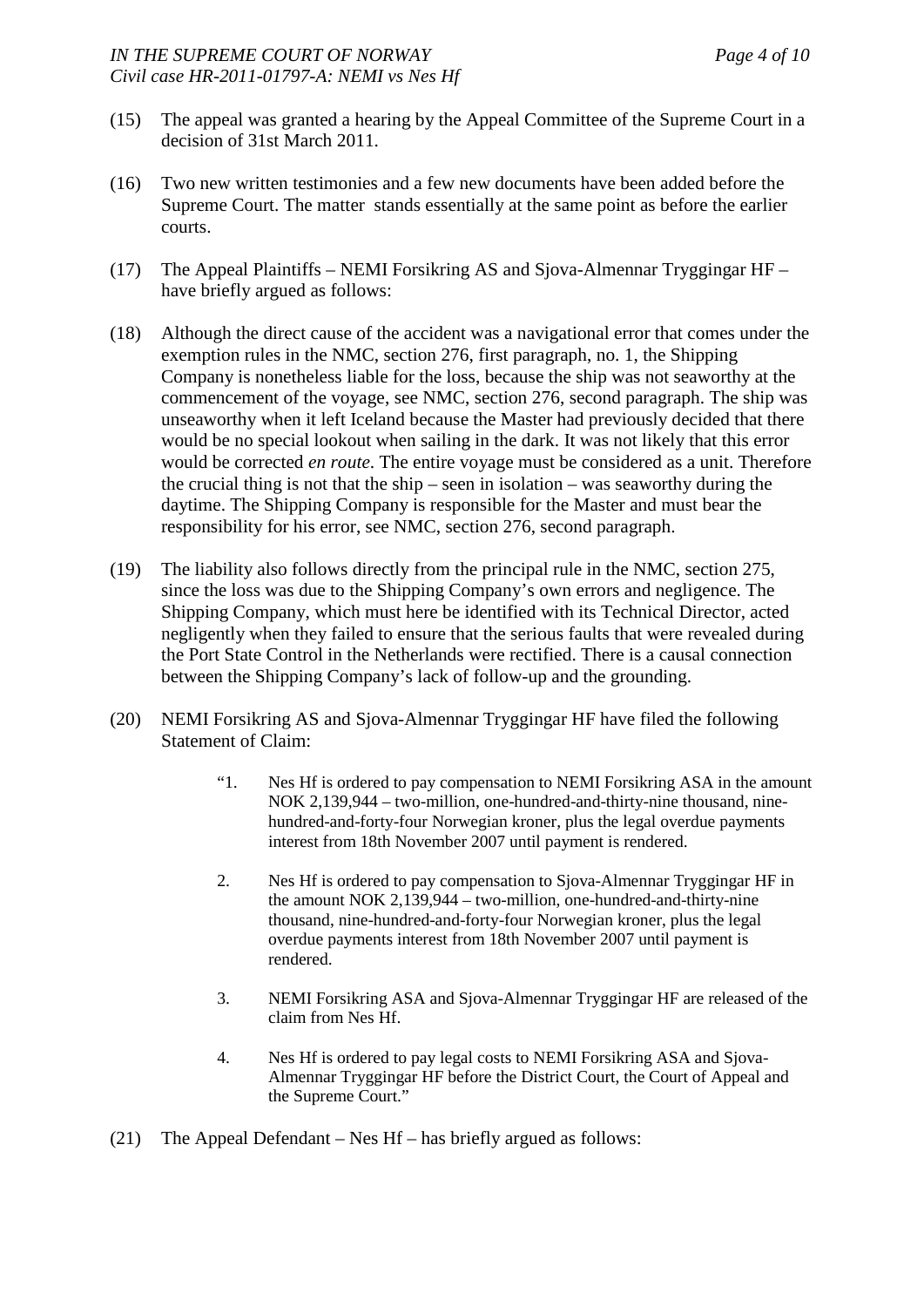(15) The appeal was granted a hearing by the Appeal Committee of the Supreme Court in a decision of 31st March 2011.

(16) Two new written testimonies and a few new documents have been added before the Supreme Court. The matter stands essentially at the same point as before the earlier courts.

(17) The Appeal Plaintiffs – NEMI Forsikring AS and Sjova-Almennar Tryggingar HF – have briefly argued as follows:

(18) Although the direct cause of the accident was a navigational error that comes under the exemption rules in the NMC, section 276, first paragraph, no. 1, the Shipping Company is nonetheless liable for the loss, because the ship was not seaworthy at the commencement of the voyage, see NMC, section 276, second paragraph. The ship was unseaworthy when it left Iceland because the Master had previously decided that there would be no special lookout when sailing in the dark. It was not likely that this error would be corrected *en route*. The entire voyage must be considered as a unit. Therefore the crucial thing is not that the ship – seen in isolation – was seaworthy during the daytime. The Shipping Company is responsible for the Master and must bear the responsibility for his error, see NMC, section 276, second paragraph.

(19) The liability also follows directly from the principal rule in the NMC, section 275, since the loss was due to the Shipping Company's own errors and negligence. The Shipping Company, which must here be identified with its Technical Director, acted negligently when they failed to ensure that the serious faults that were revealed during the Port State Control in the Netherlands were rectified. There is a causal connection between the Shipping Company's lack of follow-up and the grounding.

(20) NEMI Forsikring AS and Sjova-Almennar Tryggingar HF have filed the following Statement of Claim:

> "1. Nes Hf is ordered to pay compensation to NEMI Forsikring ASA in the amount NOK 2,139,944 – two-million, one-hundred-and-thirty-nine thousand, nine-hundred-and-forty-four Norwegian kroner, plus the legal overdue payments interest from 18th November 2007 until payment is rendered.
>
> 2. Nes Hf is ordered to pay compensation to Sjova-Almennar Tryggingar HF in the amount NOK 2,139,944 – two-million, one-hundred-and-thirty-nine thousand, nine-hundred-and-forty-four Norwegian kroner, plus the legal overdue payments interest from 18th November 2007 until payment is rendered.
>
> 3. NEMI Forsikring ASA and Sjova-Almennar Tryggingar HF are released of the claim from Nes Hf.
>
> 4. Nes Hf is ordered to pay legal costs to NEMI Forsikring ASA and Sjova-Almennar Tryggingar HF before the District Court, the Court of Appeal and the Supreme Court."

(21) The Appeal Defendant – Nes Hf – has briefly argued as follows: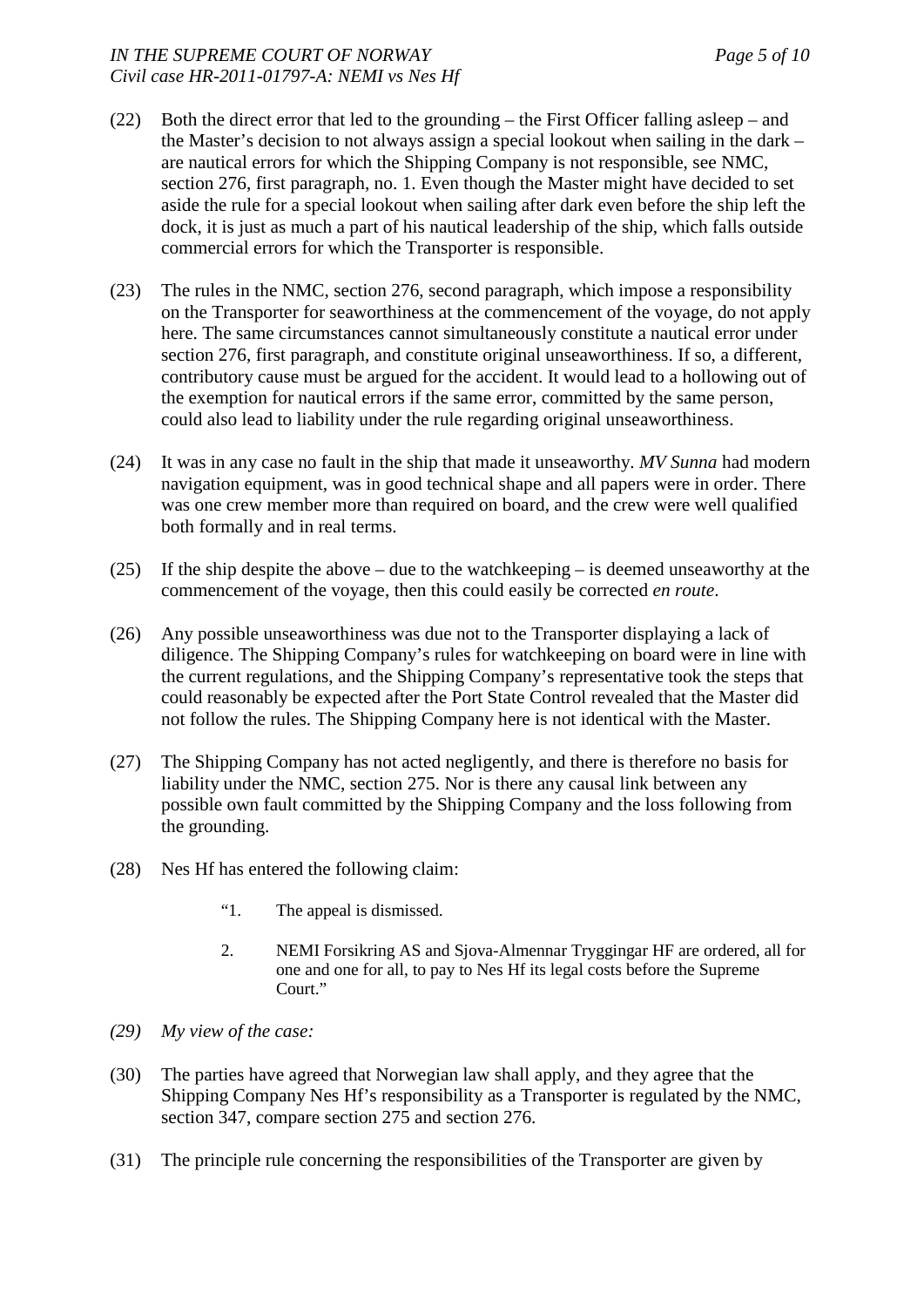(22) Both the direct error that led to the grounding – the First Officer falling asleep – and the Master's decision to not always assign a special lookout when sailing in the dark – are nautical errors for which the Shipping Company is not responsible, see NMC, section 276, first paragraph, no. 1. Even though the Master might have decided to set aside the rule for a special lookout when sailing after dark even before the ship left the dock, it is just as much a part of his nautical leadership of the ship, which falls outside commercial errors for which the Transporter is responsible.

(23) The rules in the NMC, section 276, second paragraph, which impose a responsibility on the Transporter for seaworthiness at the commencement of the voyage, do not apply here. The same circumstances cannot simultaneously constitute a nautical error under section 276, first paragraph, and constitute original unseaworthiness. If so, a different, contributory cause must be argued for the accident. It would lead to a hollowing out of the exemption for nautical errors if the same error, committed by the same person, could also lead to liability under the rule regarding original unseaworthiness.

(24) It was in any case no fault in the ship that made it unseaworthy. *MV Sunna* had modern navigation equipment, was in good technical shape and all papers were in order. There was one crew member more than required on board, and the crew were well qualified both formally and in real terms.

(25) If the ship despite the above – due to the watchkeeping – is deemed unseaworthy at the commencement of the voyage, then this could easily be corrected *en route*.

(26) Any possible unseaworthiness was due not to the Transporter displaying a lack of diligence. The Shipping Company's rules for watchkeeping on board were in line with the current regulations, and the Shipping Company's representative took the steps that could reasonably be expected after the Port State Control revealed that the Master did not follow the rules. The Shipping Company here is not identical with the Master.

(27) The Shipping Company has not acted negligently, and there is therefore no basis for liability under the NMC, section 275. Nor is there any causal link between any possible own fault committed by the Shipping Company and the loss following from the grounding.

(28) Nes Hf has entered the following claim:

> "1. The appeal is dismissed.
>
> 2. NEMI Forsikring AS and Sjova-Almennar Tryggingar HF are ordered, all for one and one for all, to pay to Nes Hf its legal costs before the Supreme Court."

*(29) My view of the case:*

(30) The parties have agreed that Norwegian law shall apply, and they agree that the Shipping Company Nes Hf's responsibility as a Transporter is regulated by the NMC, section 347, compare section 275 and section 276.

(31) The principle rule concerning the responsibilities of the Transporter are given by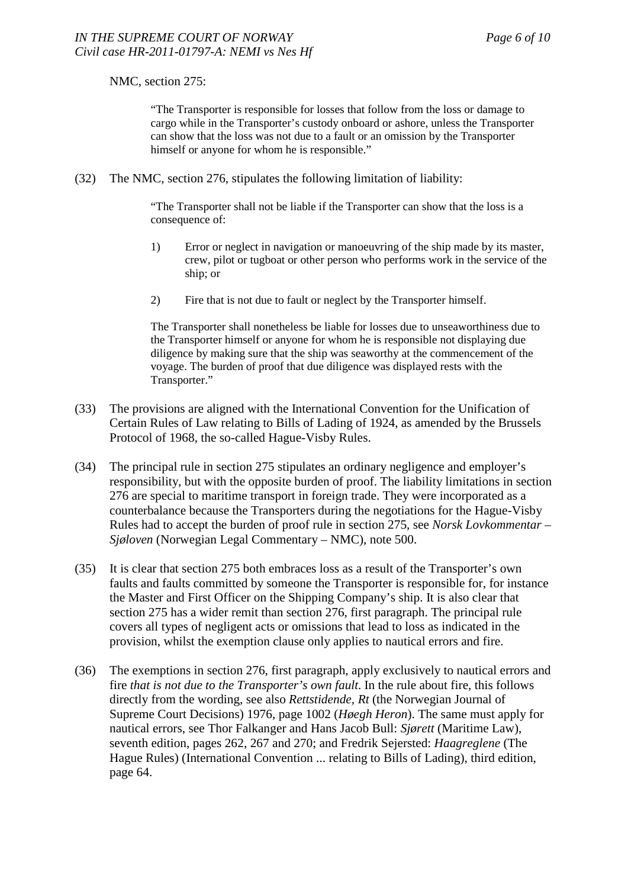NMC, section 275:

> "The Transporter is responsible for losses that follow from the loss or damage to cargo while in the Transporter's custody onboard or ashore, unless the Transporter can show that the loss was not due to a fault or an omission by the Transporter himself or anyone for whom he is responsible."

(32) The NMC, section 276, stipulates the following limitation of liability:

> "The Transporter shall not be liable if the Transporter can show that the loss is a consequence of:
>
> 1) Error or neglect in navigation or manoeuvring of the ship made by its master, crew, pilot or tugboat or other person who performs work in the service of the ship; or
>
> 2) Fire that is not due to fault or neglect by the Transporter himself.
>
> The Transporter shall nonetheless be liable for losses due to unseaworthiness due to the Transporter himself or anyone for whom he is responsible not displaying due diligence by making sure that the ship was seaworthy at the commencement of the voyage. The burden of proof that due diligence was displayed rests with the Transporter."

(33) The provisions are aligned with the International Convention for the Unification of Certain Rules of Law relating to Bills of Lading of 1924, as amended by the Brussels Protocol of 1968, the so-called Hague-Visby Rules.

(34) The principal rule in section 275 stipulates an ordinary negligence and employer's responsibility, but with the opposite burden of proof. The liability limitations in section 276 are special to maritime transport in foreign trade. They were incorporated as a counterbalance because the Transporters during the negotiations for the Hague-Visby Rules had to accept the burden of proof rule in section 275, see *Norsk Lovkommentar – Sjøloven* (Norwegian Legal Commentary – NMC), note 500.

(35) It is clear that section 275 both embraces loss as a result of the Transporter's own faults and faults committed by someone the Transporter is responsible for, for instance the Master and First Officer on the Shipping Company's ship. It is also clear that section 275 has a wider remit than section 276, first paragraph. The principal rule covers all types of negligent acts or omissions that lead to loss as indicated in the provision, whilst the exemption clause only applies to nautical errors and fire.

(36) The exemptions in section 276, first paragraph, apply exclusively to nautical errors and fire *that is not due to the Transporter's own fault*. In the rule about fire, this follows directly from the wording, see also *Rettstidende, Rt* (the Norwegian Journal of Supreme Court Decisions) 1976, page 1002 (*Høegh Heron*). The same must apply for nautical errors, see Thor Falkanger and Hans Jacob Bull: *Sjørett* (Maritime Law), seventh edition, pages 262, 267 and 270; and Fredrik Sejersted: *Haagreglene* (The Hague Rules) (International Convention ... relating to Bills of Lading), third edition, page 64.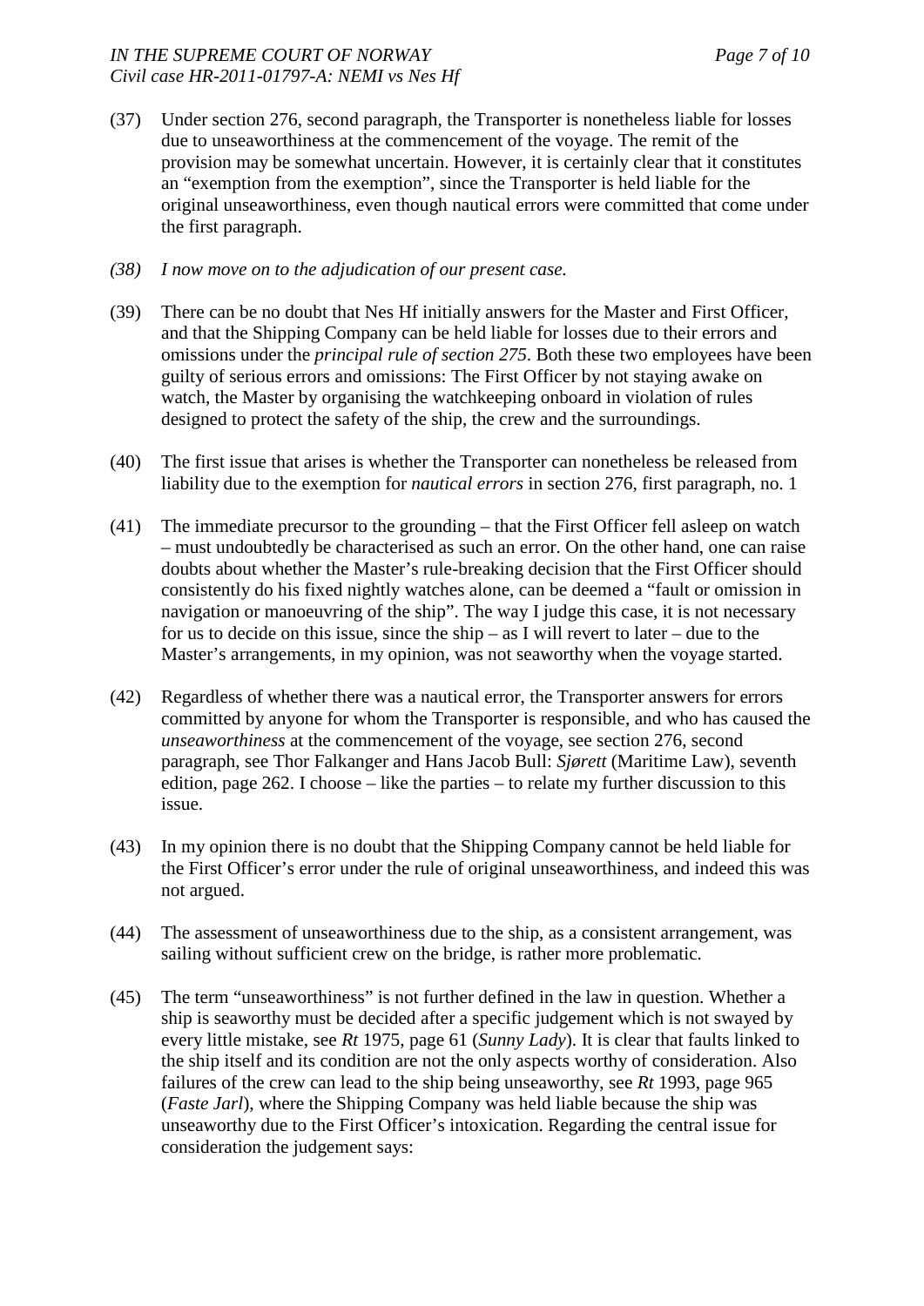(37) Under section 276, second paragraph, the Transporter is nonetheless liable for losses due to unseaworthiness at the commencement of the voyage. The remit of the provision may be somewhat uncertain. However, it is certainly clear that it constitutes an "exemption from the exemption", since the Transporter is held liable for the original unseaworthiness, even though nautical errors were committed that come under the first paragraph.

*(38) I now move on to the adjudication of our present case.*

(39) There can be no doubt that Nes Hf initially answers for the Master and First Officer, and that the Shipping Company can be held liable for losses due to their errors and omissions under the *principal rule of section 275*. Both these two employees have been guilty of serious errors and omissions: The First Officer by not staying awake on watch, the Master by organising the watchkeeping onboard in violation of rules designed to protect the safety of the ship, the crew and the surroundings.

(40) The first issue that arises is whether the Transporter can nonetheless be released from liability due to the exemption for *nautical errors* in section 276, first paragraph, no. 1

(41) The immediate precursor to the grounding – that the First Officer fell asleep on watch – must undoubtedly be characterised as such an error. On the other hand, one can raise doubts about whether the Master's rule-breaking decision that the First Officer should consistently do his fixed nightly watches alone, can be deemed a "fault or omission in navigation or manoeuvring of the ship". The way I judge this case, it is not necessary for us to decide on this issue, since the ship – as I will revert to later – due to the Master's arrangements, in my opinion, was not seaworthy when the voyage started.

(42) Regardless of whether there was a nautical error, the Transporter answers for errors committed by anyone for whom the Transporter is responsible, and who has caused the *unseaworthiness* at the commencement of the voyage, see section 276, second paragraph, see Thor Falkanger and Hans Jacob Bull: *Sjørett* (Maritime Law), seventh edition, page 262. I choose – like the parties – to relate my further discussion to this issue.

(43) In my opinion there is no doubt that the Shipping Company cannot be held liable for the First Officer's error under the rule of original unseaworthiness, and indeed this was not argued.

(44) The assessment of unseaworthiness due to the ship, as a consistent arrangement, was sailing without sufficient crew on the bridge, is rather more problematic.

(45) The term "unseaworthiness" is not further defined in the law in question. Whether a ship is seaworthy must be decided after a specific judgement which is not swayed by every little mistake, see *Rt* 1975, page 61 (*Sunny Lady*). It is clear that faults linked to the ship itself and its condition are not the only aspects worthy of consideration. Also failures of the crew can lead to the ship being unseaworthy, see *Rt* 1993, page 965 (*Faste Jarl*), where the Shipping Company was held liable because the ship was unseaworthy due to the First Officer's intoxication. Regarding the central issue for consideration the judgement says: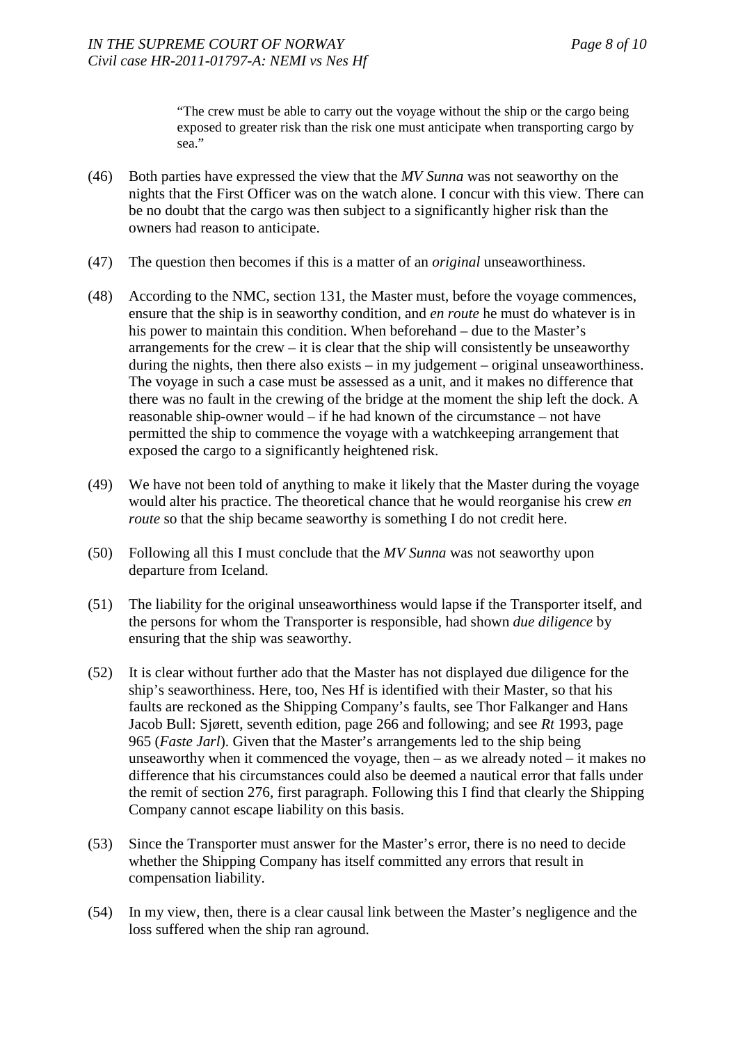> "The crew must be able to carry out the voyage without the ship or the cargo being exposed to greater risk than the risk one must anticipate when transporting cargo by sea."

(46) Both parties have expressed the view that the *MV Sunna* was not seaworthy on the nights that the First Officer was on the watch alone. I concur with this view. There can be no doubt that the cargo was then subject to a significantly higher risk than the owners had reason to anticipate.

(47) The question then becomes if this is a matter of an *original* unseaworthiness.

(48) According to the NMC, section 131, the Master must, before the voyage commences, ensure that the ship is in seaworthy condition, and *en route* he must do whatever is in his power to maintain this condition. When beforehand – due to the Master's arrangements for the crew – it is clear that the ship will consistently be unseaworthy during the nights, then there also exists – in my judgement – original unseaworthiness. The voyage in such a case must be assessed as a unit, and it makes no difference that there was no fault in the crewing of the bridge at the moment the ship left the dock. A reasonable ship-owner would – if he had known of the circumstance – not have permitted the ship to commence the voyage with a watchkeeping arrangement that exposed the cargo to a significantly heightened risk.

(49) We have not been told of anything to make it likely that the Master during the voyage would alter his practice. The theoretical chance that he would reorganise his crew *en route* so that the ship became seaworthy is something I do not credit here.

(50) Following all this I must conclude that the *MV Sunna* was not seaworthy upon departure from Iceland.

(51) The liability for the original unseaworthiness would lapse if the Transporter itself, and the persons for whom the Transporter is responsible, had shown *due diligence* by ensuring that the ship was seaworthy.

(52) It is clear without further ado that the Master has not displayed due diligence for the ship's seaworthiness. Here, too, Nes Hf is identified with their Master, so that his faults are reckoned as the Shipping Company's faults, see Thor Falkanger and Hans Jacob Bull: Sjørett, seventh edition, page 266 and following; and see *Rt* 1993, page 965 (*Faste Jarl*). Given that the Master's arrangements led to the ship being unseaworthy when it commenced the voyage, then – as we already noted – it makes no difference that his circumstances could also be deemed a nautical error that falls under the remit of section 276, first paragraph. Following this I find that clearly the Shipping Company cannot escape liability on this basis.

(53) Since the Transporter must answer for the Master's error, there is no need to decide whether the Shipping Company has itself committed any errors that result in compensation liability.

(54) In my view, then, there is a clear causal link between the Master's negligence and the loss suffered when the ship ran aground.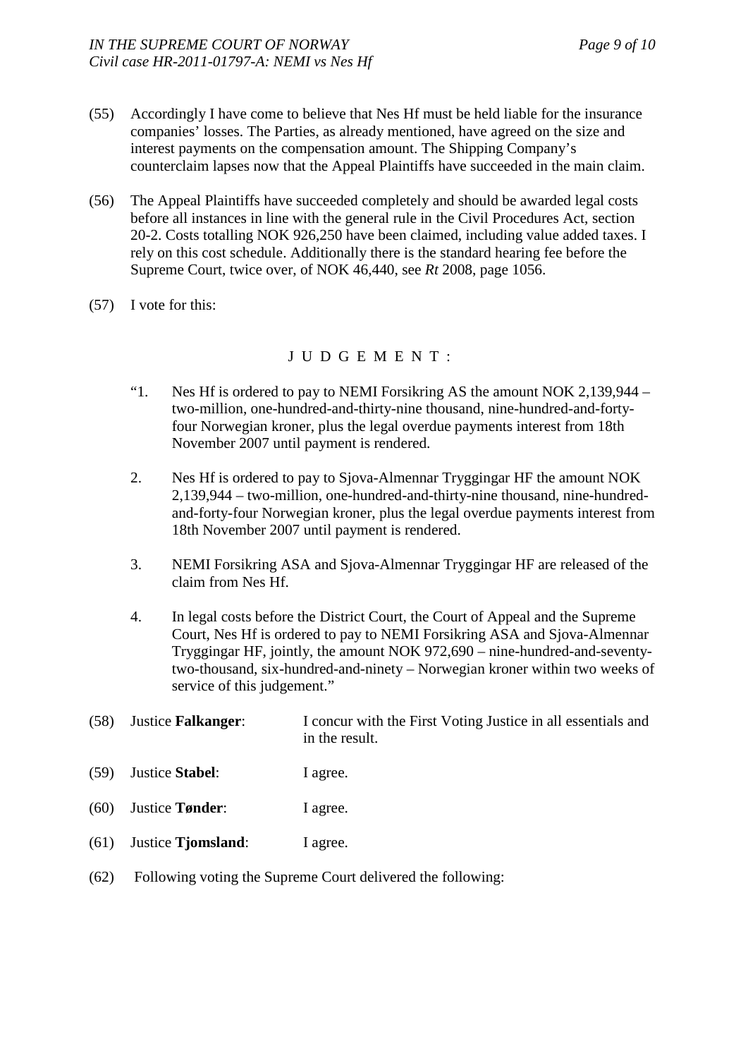(55) Accordingly I have come to believe that Nes Hf must be held liable for the insurance companies' losses. The Parties, as already mentioned, have agreed on the size and interest payments on the compensation amount. The Shipping Company's counterclaim lapses now that the Appeal Plaintiffs have succeeded in the main claim.

(56) The Appeal Plaintiffs have succeeded completely and should be awarded legal costs before all instances in line with the general rule in the Civil Procedures Act, section 20-2. Costs totalling NOK 926,250 have been claimed, including value added taxes. I rely on this cost schedule. Additionally there is the standard hearing fee before the Supreme Court, twice over, of NOK 46,440, see *Rt* 2008, page 1056.

(57) I vote for this:

J U D G E M E N T :

"1. Nes Hf is ordered to pay to NEMI Forsikring AS the amount NOK 2,139,944 – two-million, one-hundred-and-thirty-nine thousand, nine-hundred-and-forty-four Norwegian kroner, plus the legal overdue payments interest from 18th November 2007 until payment is rendered.

2. Nes Hf is ordered to pay to Sjova-Almennar Tryggingar HF the amount NOK 2,139,944 – two-million, one-hundred-and-thirty-nine thousand, nine-hundred-and-forty-four Norwegian kroner, plus the legal overdue payments interest from 18th November 2007 until payment is rendered.

3. NEMI Forsikring ASA and Sjova-Almennar Tryggingar HF are released of the claim from Nes Hf.

4. In legal costs before the District Court, the Court of Appeal and the Supreme Court, Nes Hf is ordered to pay to NEMI Forsikring ASA and Sjova-Almennar Tryggingar HF, jointly, the amount NOK 972,690 – nine-hundred-and-seventy-two-thousand, six-hundred-and-ninety – Norwegian kroner within two weeks of service of this judgement."

(58) Justice **Falkanger**: I concur with the First Voting Justice in all essentials and in the result.

(59) Justice **Stabel**: I agree.

(60) Justice **Tønder**: I agree.

(61) Justice **Tjomsland**: I agree.

(62) Following voting the Supreme Court delivered the following: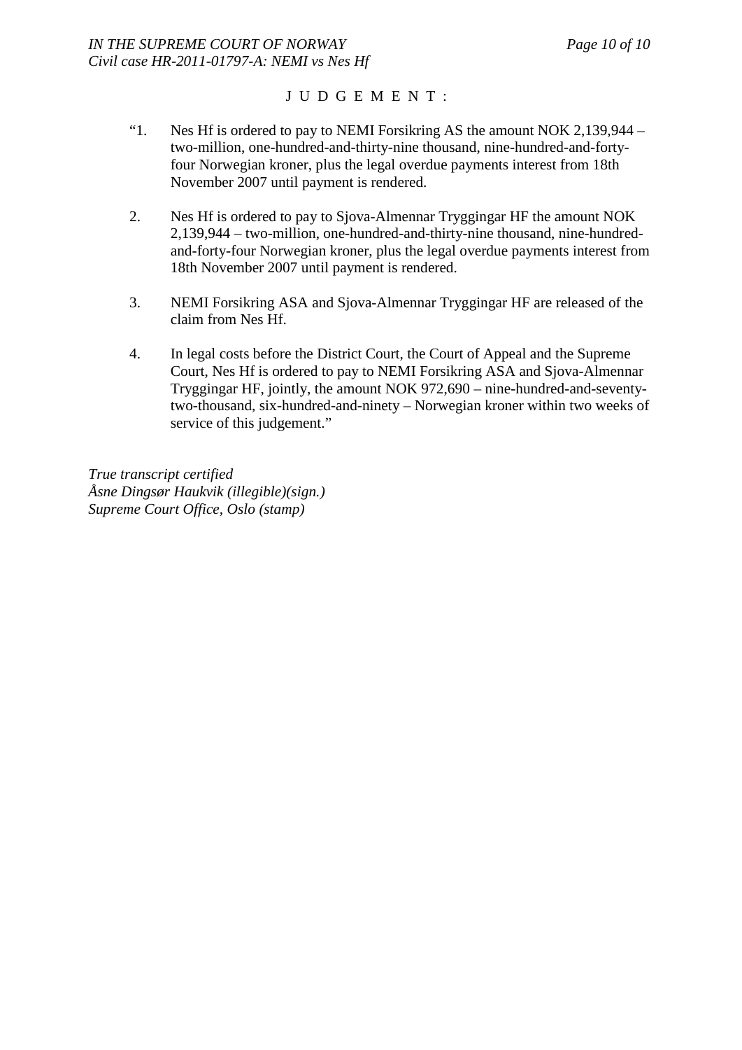J U D G E M E N T :

“1. Nes Hf is ordered to pay to NEMI Forsikring AS the amount NOK 2,139,944 – two-million, one-hundred-and-thirty-nine thousand, nine-hundred-and-forty-four Norwegian kroner, plus the legal overdue payments interest from 18th November 2007 until payment is rendered.

2. Nes Hf is ordered to pay to Sjova-Almennar Tryggingar HF the amount NOK 2,139,944 – two-million, one-hundred-and-thirty-nine thousand, nine-hundred-and-forty-four Norwegian kroner, plus the legal overdue payments interest from 18th November 2007 until payment is rendered.

3. NEMI Forsikring ASA and Sjova-Almennar Tryggingar HF are released of the claim from Nes Hf.

4. In legal costs before the District Court, the Court of Appeal and the Supreme Court, Nes Hf is ordered to pay to NEMI Forsikring ASA and Sjova-Almennar Tryggingar HF, jointly, the amount NOK 972,690 – nine-hundred-and-seventy-two-thousand, six-hundred-and-ninety – Norwegian kroner within two weeks of service of this judgement.”

*True transcript certified*
*Åsne Dingsør Haukvik (illegible)(sign.)*
*Supreme Court Office, Oslo (stamp)*